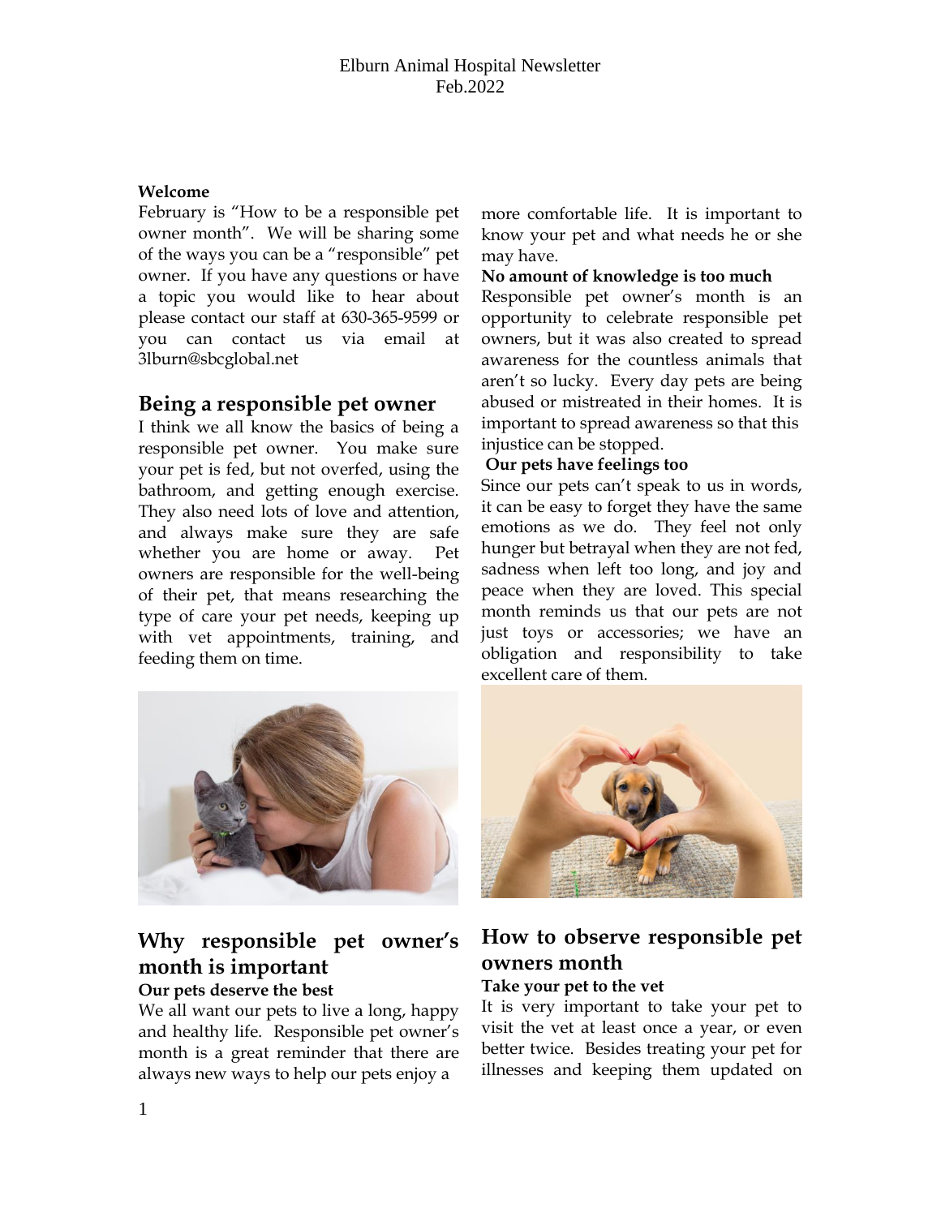Elburn Animal Hospital Newsletter
Feb.2022

**Welcome**

February is "How to be a responsible pet owner month". We will be sharing some of the ways you can be a "responsible" pet owner. If you have any questions or have a topic you would like to hear about please contact our staff at 630-365-9599 or you can contact us via email at 3lburn@sbcglobal.net

## Being a responsible pet owner

I think we all know the basics of being a responsible pet owner. You make sure your pet is fed, but not overfed, using the bathroom, and getting enough exercise. They also need lots of love and attention, and always make sure they are safe whether you are home or away. Pet owners are responsible for the well-being of their pet, that means researching the type of care your pet needs, keeping up with vet appointments, training, and feeding them on time.

## Why responsible pet owner's month is important

**Our pets deserve the best**

We all want our pets to live a long, happy and healthy life. Responsible pet owner's month is a great reminder that there are always new ways to help our pets enjoy a more comfortable life. It is important to know your pet and what needs he or she may have.

**No amount of knowledge is too much**

Responsible pet owner's month is an opportunity to celebrate responsible pet owners, but it was also created to spread awareness for the countless animals that aren't so lucky. Every day pets are being abused or mistreated in their homes. It is important to spread awareness so that this injustice can be stopped.

**Our pets have feelings too**

Since our pets can't speak to us in words, it can be easy to forget they have the same emotions as we do. They feel not only hunger but betrayal when they are not fed, sadness when left too long, and joy and peace when they are loved. This special month reminds us that our pets are not just toys or accessories; we have an obligation and responsibility to take excellent care of them.

## How to observe responsible pet owners month

**Take your pet to the vet**

It is very important to take your pet to visit the vet at least once a year, or even better twice. Besides treating your pet for illnesses and keeping them updated on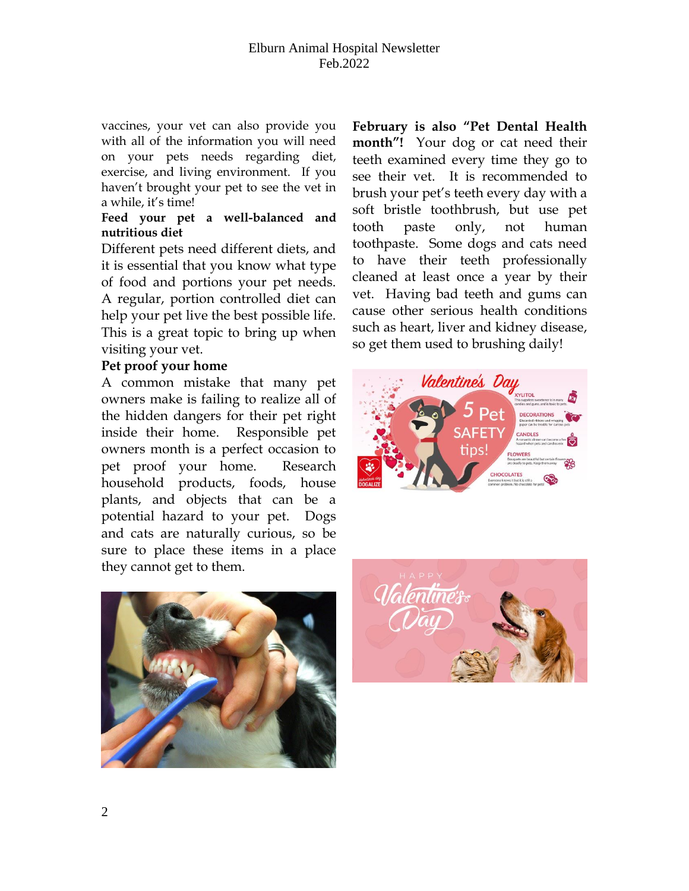vaccines, your vet can also provide you with all of the information you will need on your pets needs regarding diet, exercise, and living environment. If you haven't brought your pet to see the vet in a while, it's time!

**Feed your pet a well-balanced and nutritious diet**

Different pets need different diets, and it is essential that you know what type of food and portions your pet needs. A regular, portion controlled diet can help your pet live the best possible life. This is a great topic to bring up when visiting your vet.

**Pet proof your home**

A common mistake that many pet owners make is failing to realize all of the hidden dangers for their pet right inside their home. Responsible pet owners month is a perfect occasion to pet proof your home. Research household products, foods, house plants, and objects that can be a potential hazard to your pet. Dogs and cats are naturally curious, so be sure to place these items in a place they cannot get to them.

**February is also "Pet Dental Health month"!** Your dog or cat need their teeth examined every time they go to see their vet. It is recommended to brush your pet's teeth every day with a soft bristle toothbrush, but use pet tooth paste only, not human toothpaste. Some dogs and cats need to have their teeth professionally cleaned at least once a year by their vet. Having bad teeth and gums can cause other serious health conditions such as heart, liver and kidney disease, so get them used to brushing daily!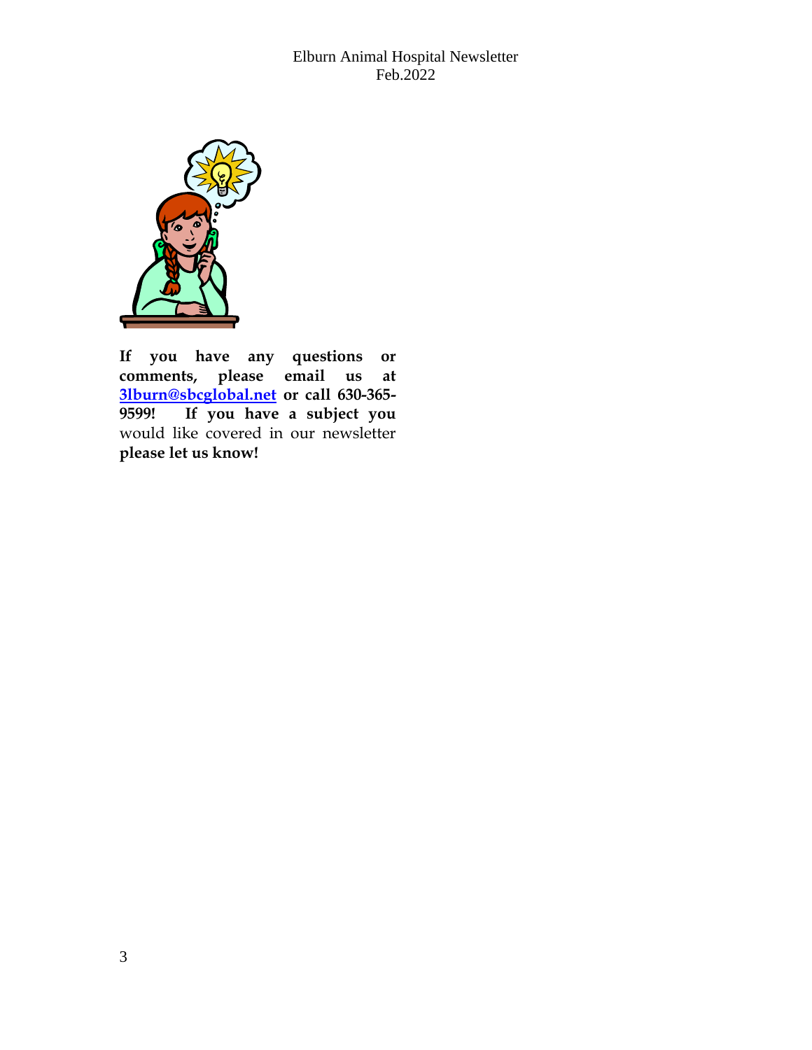**If you have any questions or comments, please email us at [3lburn@sbcglobal.net](mailto:3lburn@sbcglobal.net) or call 630-365-9599! If you have a subject you** would like covered in our newsletter **please let us know!**